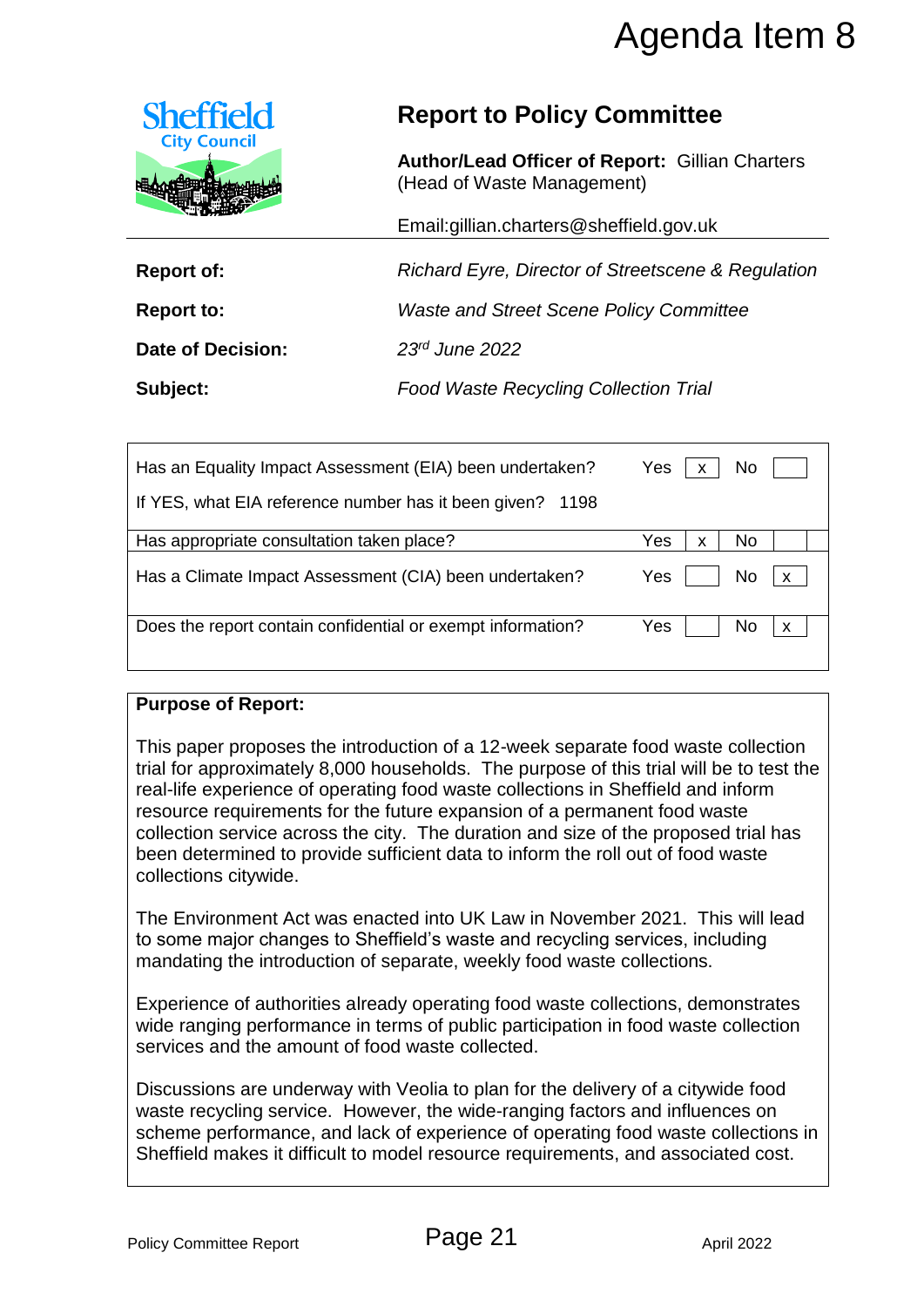# Agenda Item 8

Sheffield City Council

## Report to Policy Committee

**Author/Lead Officer of Report:** Gillian Charters (Head of Waste Management)

Email:gillian.charters@sheffield.gov.uk

| | |
|---|---|
| **Report of:** | *Richard Eyre, Director of Streetscene & Regulation* |
| **Report to:** | *Waste and Street Scene Policy Committee* |
| **Date of Decision:** | *23rd June 2022* |
| **Subject:** | *Food Waste Recycling Collection Trial* |

| | | | | |
|---|---|---|---|---|
| Has an Equality Impact Assessment (EIA) been undertaken? | Yes | x | No | |
| If YES, what EIA reference number has it been given? 1198 | | | | |
| Has appropriate consultation taken place? | Yes | x | No | |
| Has a Climate Impact Assessment (CIA) been undertaken? | Yes | | No | x |
| Does the report contain confidential or exempt information? | Yes | | No | x |

**Purpose of Report:**

This paper proposes the introduction of a 12-week separate food waste collection trial for approximately 8,000 households. The purpose of this trial will be to test the real-life experience of operating food waste collections in Sheffield and inform resource requirements for the future expansion of a permanent food waste collection service across the city. The duration and size of the proposed trial has been determined to provide sufficient data to inform the roll out of food waste collections citywide.

The Environment Act was enacted into UK Law in November 2021. This will lead to some major changes to Sheffield's waste and recycling services, including mandating the introduction of separate, weekly food waste collections.

Experience of authorities already operating food waste collections, demonstrates wide ranging performance in terms of public participation in food waste collection services and the amount of food waste collected.

Discussions are underway with Veolia to plan for the delivery of a citywide food waste recycling service. However, the wide-ranging factors and influences on scheme performance, and lack of experience of operating food waste collections in Sheffield makes it difficult to model resource requirements, and associated cost.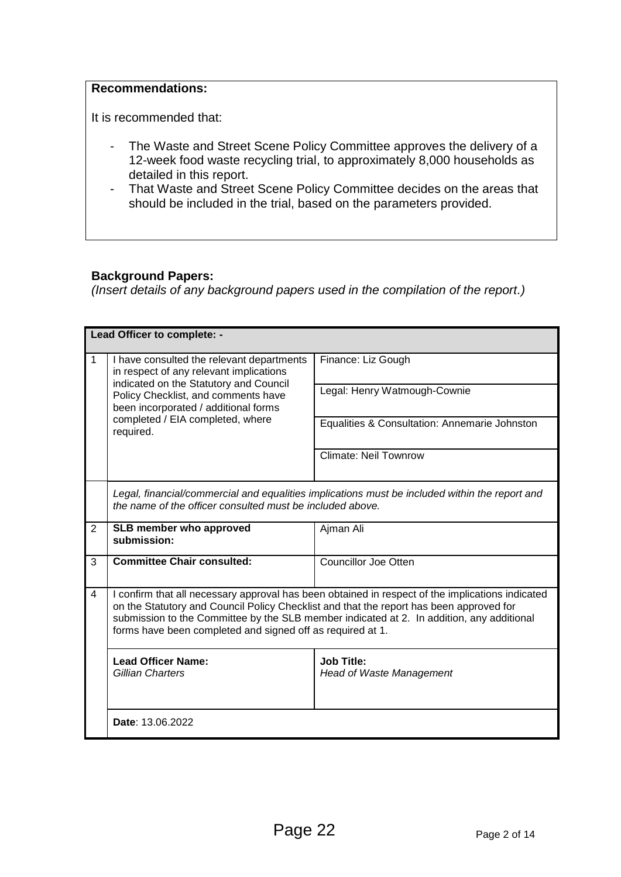**Recommendations:**

It is recommended that:

- The Waste and Street Scene Policy Committee approves the delivery of a 12-week food waste recycling trial, to approximately 8,000 households as detailed in this report.
- That Waste and Street Scene Policy Committee decides on the areas that should be included in the trial, based on the parameters provided.

**Background Papers:**

*(Insert details of any background papers used in the compilation of the report.)*

| **Lead Officer to complete: -** | | |
|---|---|---|
| 1 | I have consulted the relevant departments in respect of any relevant implications indicated on the Statutory and Council Policy Checklist, and comments have been incorporated / additional forms completed / EIA completed, where required. | Finance: Liz Gough |
| | | Legal: Henry Watmough-Cownie |
| | | Equalities & Consultation: Annemarie Johnston |
| | | Climate: Neil Townrow |
| | *Legal, financial/commercial and equalities implications must be included within the report and the name of the officer consulted must be included above.* | |
| 2 | **SLB member who approved submission:** | Ajman Ali |
| 3 | **Committee Chair consulted:** | Councillor Joe Otten |
| 4 | I confirm that all necessary approval has been obtained in respect of the implications indicated on the Statutory and Council Policy Checklist and that the report has been approved for submission to the Committee by the SLB member indicated at 2. In addition, any additional forms have been completed and signed off as required at 1. | |
| | **Lead Officer Name:** *Gillian Charters* | **Job Title:** *Head of Waste Management* |
| | **Date**: 13.06.2022 | |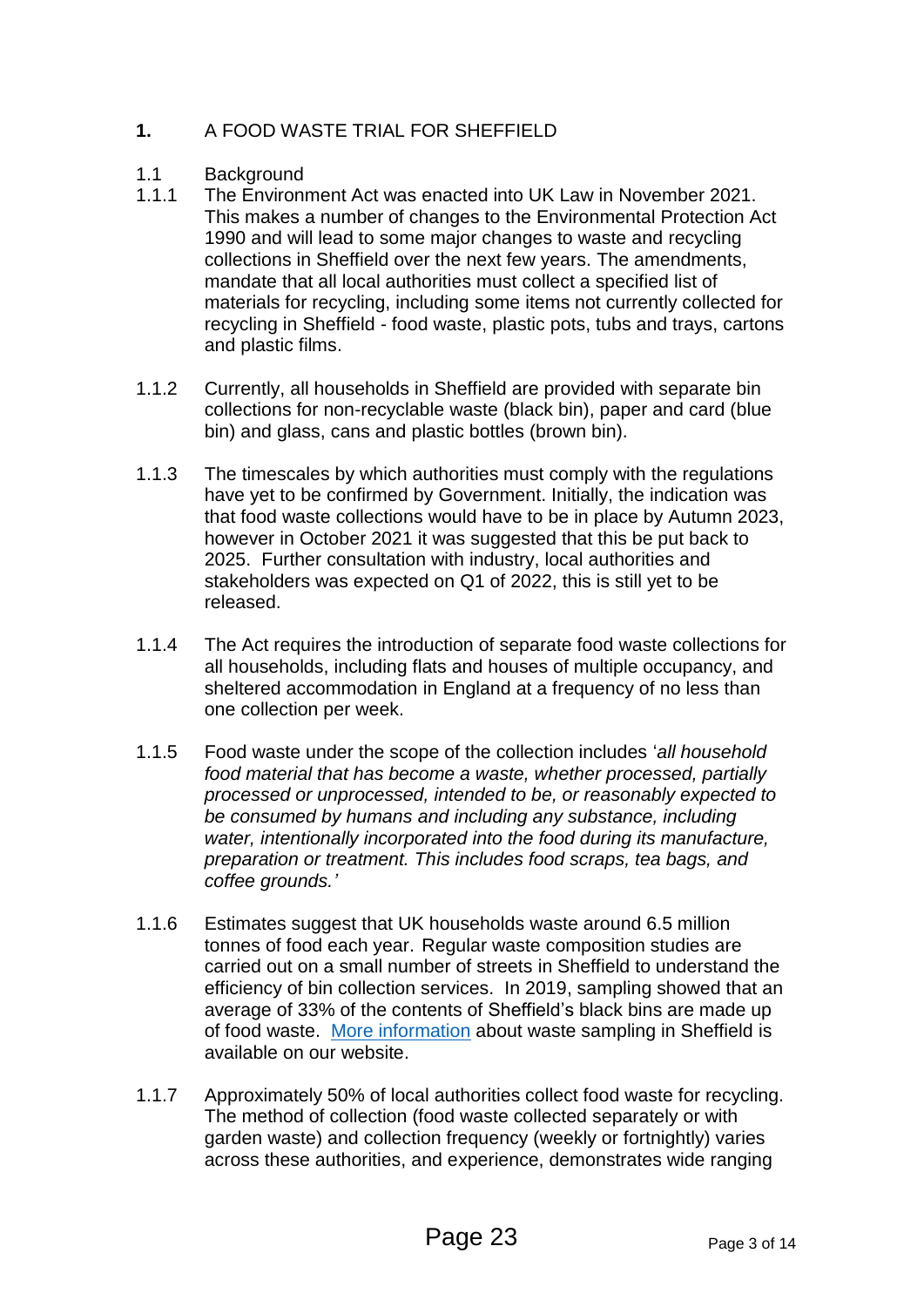# 1. A FOOD WASTE TRIAL FOR SHEFFIELD

## 1.1 Background

1.1.1 The Environment Act was enacted into UK Law in November 2021. This makes a number of changes to the Environmental Protection Act 1990 and will lead to some major changes to waste and recycling collections in Sheffield over the next few years. The amendments, mandate that all local authorities must collect a specified list of materials for recycling, including some items not currently collected for recycling in Sheffield - food waste, plastic pots, tubs and trays, cartons and plastic films.

1.1.2 Currently, all households in Sheffield are provided with separate bin collections for non-recyclable waste (black bin), paper and card (blue bin) and glass, cans and plastic bottles (brown bin).

1.1.3 The timescales by which authorities must comply with the regulations have yet to be confirmed by Government. Initially, the indication was that food waste collections would have to be in place by Autumn 2023, however in October 2021 it was suggested that this be put back to 2025. Further consultation with industry, local authorities and stakeholders was expected on Q1 of 2022, this is still yet to be released.

1.1.4 The Act requires the introduction of separate food waste collections for all households, including flats and houses of multiple occupancy, and sheltered accommodation in England at a frequency of no less than one collection per week.

1.1.5 Food waste under the scope of the collection includes '*all household food material that has become a waste, whether processed, partially processed or unprocessed, intended to be, or reasonably expected to be consumed by humans and including any substance, including water, intentionally incorporated into the food during its manufacture, preparation or treatment. This includes food scraps, tea bags, and coffee grounds.'*

1.1.6 Estimates suggest that UK households waste around 6.5 million tonnes of food each year. Regular waste composition studies are carried out on a small number of streets in Sheffield to understand the efficiency of bin collection services. In 2019, sampling showed that an average of 33% of the contents of Sheffield's black bins are made up of food waste. More information about waste sampling in Sheffield is available on our website.

1.1.7 Approximately 50% of local authorities collect food waste for recycling. The method of collection (food waste collected separately or with garden waste) and collection frequency (weekly or fortnightly) varies across these authorities, and experience, demonstrates wide ranging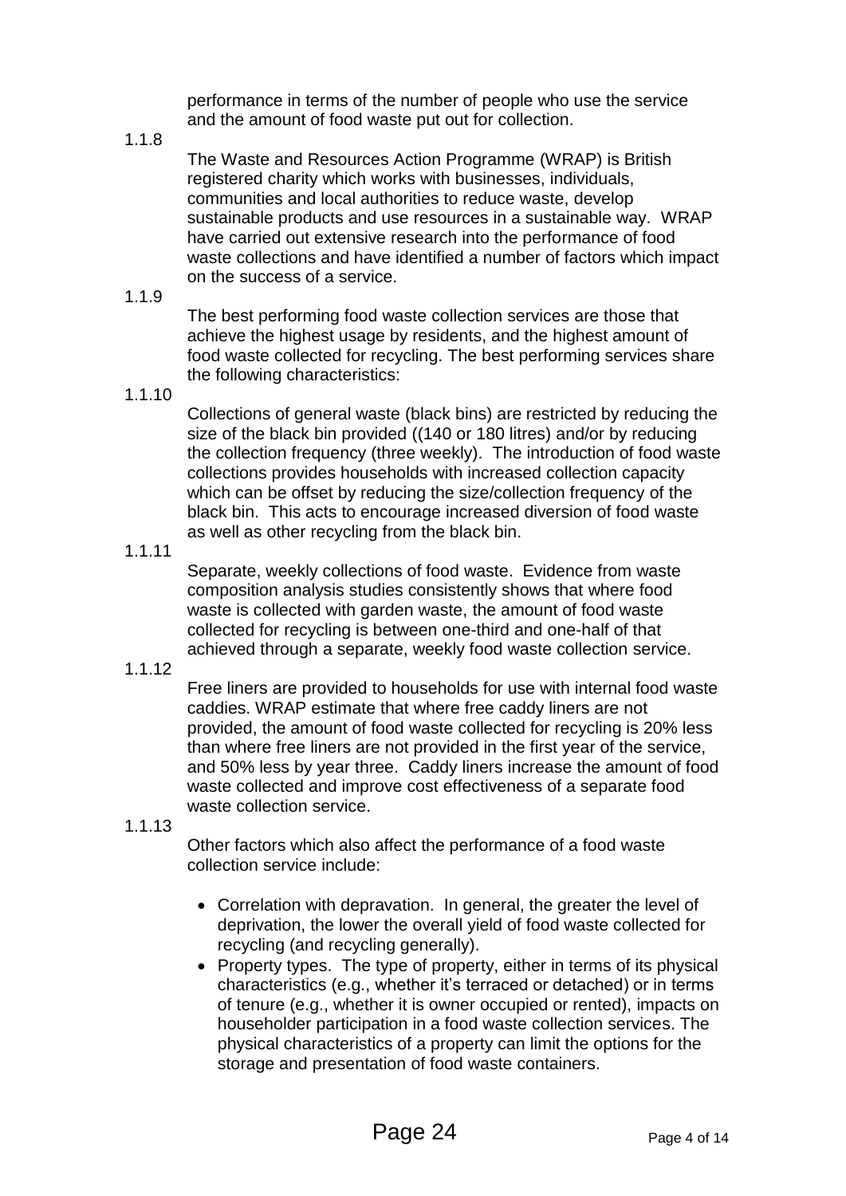performance in terms of the number of people who use the service and the amount of food waste put out for collection.

1.1.8

The Waste and Resources Action Programme (WRAP) is British registered charity which works with businesses, individuals, communities and local authorities to reduce waste, develop sustainable products and use resources in a sustainable way. WRAP have carried out extensive research into the performance of food waste collections and have identified a number of factors which impact on the success of a service.

1.1.9

The best performing food waste collection services are those that achieve the highest usage by residents, and the highest amount of food waste collected for recycling. The best performing services share the following characteristics:

1.1.10

Collections of general waste (black bins) are restricted by reducing the size of the black bin provided ((140 or 180 litres) and/or by reducing the collection frequency (three weekly). The introduction of food waste collections provides households with increased collection capacity which can be offset by reducing the size/collection frequency of the black bin. This acts to encourage increased diversion of food waste as well as other recycling from the black bin.

1.1.11

Separate, weekly collections of food waste. Evidence from waste composition analysis studies consistently shows that where food waste is collected with garden waste, the amount of food waste collected for recycling is between one-third and one-half of that achieved through a separate, weekly food waste collection service.

1.1.12

Free liners are provided to households for use with internal food waste caddies. WRAP estimate that where free caddy liners are not provided, the amount of food waste collected for recycling is 20% less than where free liners are not provided in the first year of the service, and 50% less by year three. Caddy liners increase the amount of food waste collected and improve cost effectiveness of a separate food waste collection service.

1.1.13

Other factors which also affect the performance of a food waste collection service include:

- Correlation with depravation. In general, the greater the level of deprivation, the lower the overall yield of food waste collected for recycling (and recycling generally).
- Property types. The type of property, either in terms of its physical characteristics (e.g., whether it's terraced or detached) or in terms of tenure (e.g., whether it is owner occupied or rented), impacts on householder participation in a food waste collection services. The physical characteristics of a property can limit the options for the storage and presentation of food waste containers.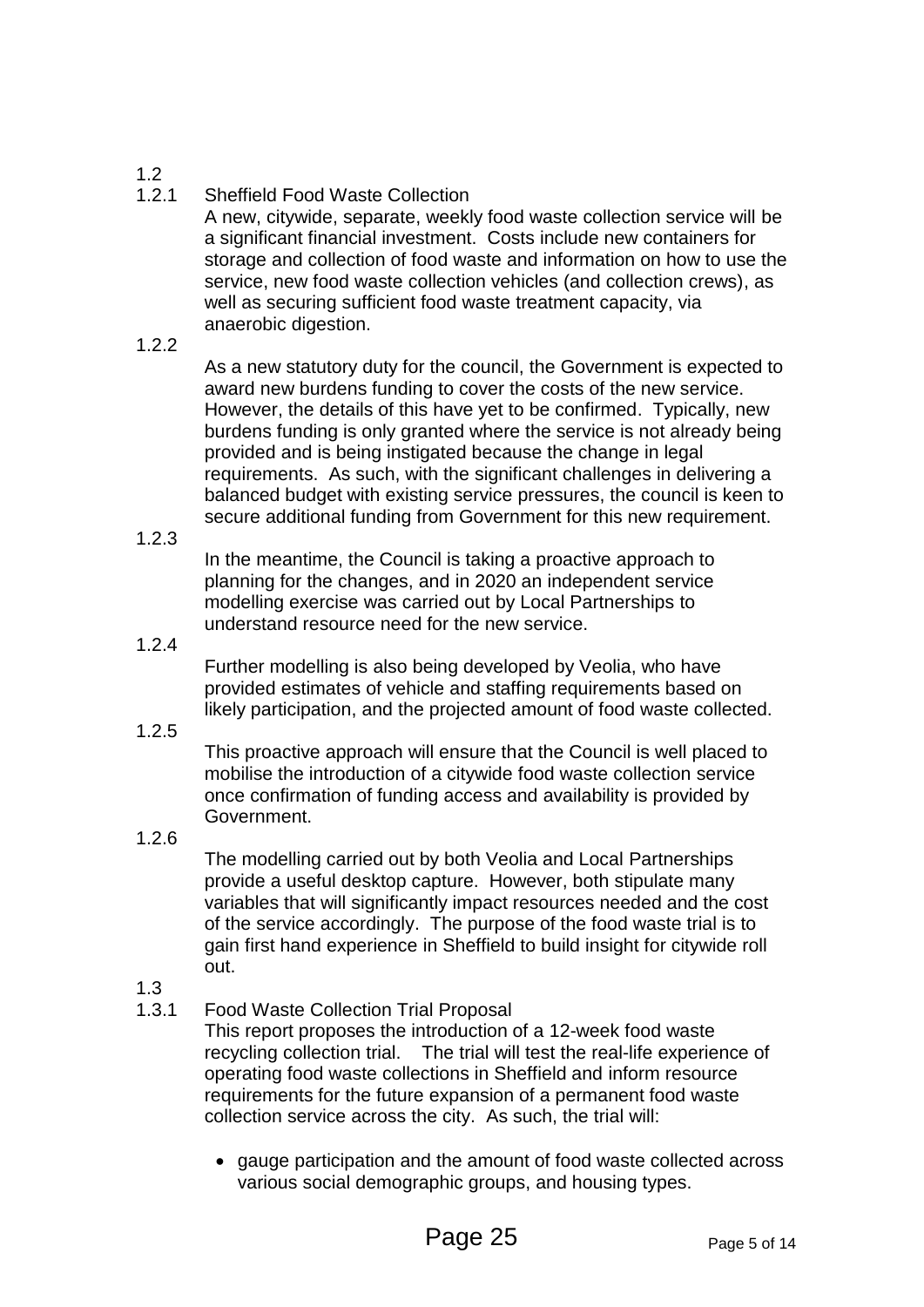1.2

1.2.1 Sheffield Food Waste Collection

A new, citywide, separate, weekly food waste collection service will be a significant financial investment. Costs include new containers for storage and collection of food waste and information on how to use the service, new food waste collection vehicles (and collection crews), as well as securing sufficient food waste treatment capacity, via anaerobic digestion.

1.2.2 As a new statutory duty for the council, the Government is expected to award new burdens funding to cover the costs of the new service. However, the details of this have yet to be confirmed. Typically, new burdens funding is only granted where the service is not already being provided and is being instigated because the change in legal requirements. As such, with the significant challenges in delivering a balanced budget with existing service pressures, the council is keen to secure additional funding from Government for this new requirement.

1.2.3 In the meantime, the Council is taking a proactive approach to planning for the changes, and in 2020 an independent service modelling exercise was carried out by Local Partnerships to understand resource need for the new service.

1.2.4 Further modelling is also being developed by Veolia, who have provided estimates of vehicle and staffing requirements based on likely participation, and the projected amount of food waste collected.

1.2.5 This proactive approach will ensure that the Council is well placed to mobilise the introduction of a citywide food waste collection service once confirmation of funding access and availability is provided by Government.

1.2.6 The modelling carried out by both Veolia and Local Partnerships provide a useful desktop capture. However, both stipulate many variables that will significantly impact resources needed and the cost of the service accordingly. The purpose of the food waste trial is to gain first hand experience in Sheffield to build insight for citywide roll out.

1.3

1.3.1 Food Waste Collection Trial Proposal

This report proposes the introduction of a 12-week food waste recycling collection trial. The trial will test the real-life experience of operating food waste collections in Sheffield and inform resource requirements for the future expansion of a permanent food waste collection service across the city. As such, the trial will:

- gauge participation and the amount of food waste collected across various social demographic groups, and housing types.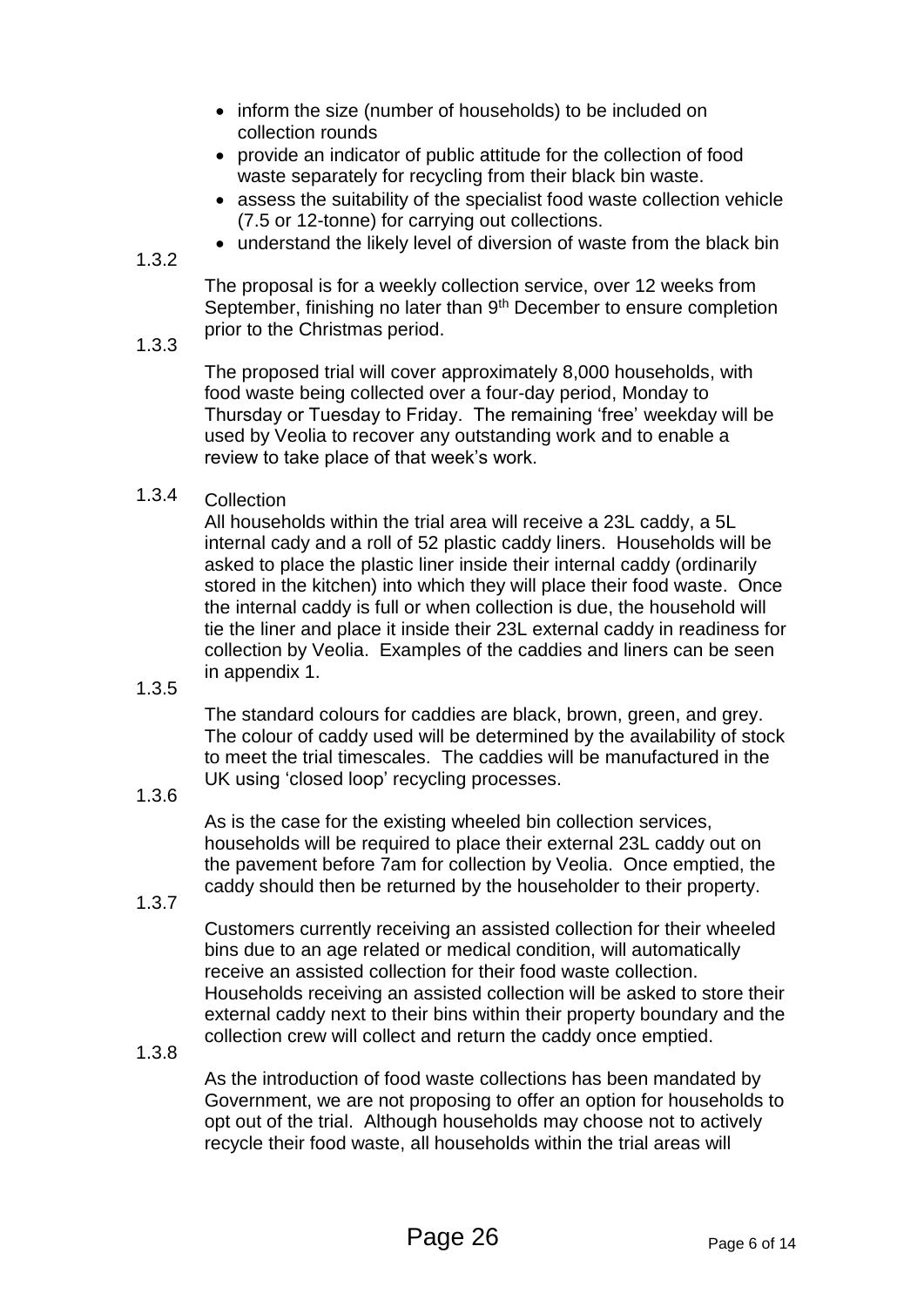- inform the size (number of households) to be included on collection rounds
- provide an indicator of public attitude for the collection of food waste separately for recycling from their black bin waste.
- assess the suitability of the specialist food waste collection vehicle (7.5 or 12-tonne) for carrying out collections.
- understand the likely level of diversion of waste from the black bin

1.3.2 The proposal is for a weekly collection service, over 12 weeks from September, finishing no later than 9th December to ensure completion prior to the Christmas period.

1.3.3 The proposed trial will cover approximately 8,000 households, with food waste being collected over a four-day period, Monday to Thursday or Tuesday to Friday. The remaining 'free' weekday will be used by Veolia to recover any outstanding work and to enable a review to take place of that week's work.

1.3.4 Collection

All households within the trial area will receive a 23L caddy, a 5L internal cady and a roll of 52 plastic caddy liners. Households will be asked to place the plastic liner inside their internal caddy (ordinarily stored in the kitchen) into which they will place their food waste. Once the internal caddy is full or when collection is due, the household will tie the liner and place it inside their 23L external caddy in readiness for collection by Veolia. Examples of the caddies and liners can be seen in appendix 1.

1.3.5 The standard colours for caddies are black, brown, green, and grey. The colour of caddy used will be determined by the availability of stock to meet the trial timescales. The caddies will be manufactured in the UK using 'closed loop' recycling processes.

1.3.6 As is the case for the existing wheeled bin collection services, households will be required to place their external 23L caddy out on the pavement before 7am for collection by Veolia. Once emptied, the caddy should then be returned by the householder to their property.

1.3.7 Customers currently receiving an assisted collection for their wheeled bins due to an age related or medical condition, will automatically receive an assisted collection for their food waste collection. Households receiving an assisted collection will be asked to store their external caddy next to their bins within their property boundary and the collection crew will collect and return the caddy once emptied.

1.3.8 As the introduction of food waste collections has been mandated by Government, we are not proposing to offer an option for households to opt out of the trial. Although households may choose not to actively recycle their food waste, all households within the trial areas will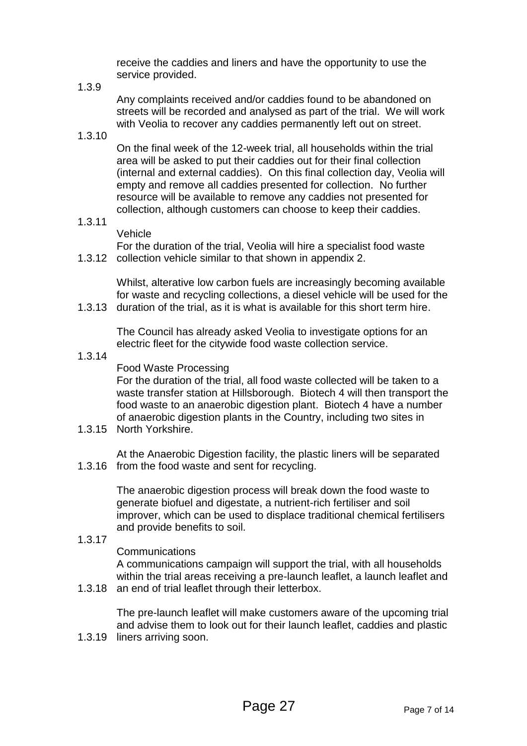receive the caddies and liners and have the opportunity to use the service provided.

1.3.9

Any complaints received and/or caddies found to be abandoned on streets will be recorded and analysed as part of the trial. We will work with Veolia to recover any caddies permanently left out on street.

1.3.10

On the final week of the 12-week trial, all households within the trial area will be asked to put their caddies out for their final collection (internal and external caddies). On this final collection day, Veolia will empty and remove all caddies presented for collection. No further resource will be available to remove any caddies not presented for collection, although customers can choose to keep their caddies.

1.3.11

Vehicle

For the duration of the trial, Veolia will hire a specialist food waste collection vehicle similar to that shown in appendix 2.

1.3.12

Whilst, alterative low carbon fuels are increasingly becoming available for waste and recycling collections, a diesel vehicle will be used for the duration of the trial, as it is what is available for this short term hire.

1.3.13

The Council has already asked Veolia to investigate options for an electric fleet for the citywide food waste collection service.

1.3.14

Food Waste Processing

For the duration of the trial, all food waste collected will be taken to a waste transfer station at Hillsborough. Biotech 4 will then transport the food waste to an anaerobic digestion plant. Biotech 4 have a number of anaerobic digestion plants in the Country, including two sites in North Yorkshire.

1.3.15

At the Anaerobic Digestion facility, the plastic liners will be separated from the food waste and sent for recycling.

1.3.16

The anaerobic digestion process will break down the food waste to generate biofuel and digestate, a nutrient-rich fertiliser and soil improver, which can be used to displace traditional chemical fertilisers and provide benefits to soil.

1.3.17

Communications

A communications campaign will support the trial, with all households within the trial areas receiving a pre-launch leaflet, a launch leaflet and an end of trial leaflet through their letterbox.

1.3.18

The pre-launch leaflet will make customers aware of the upcoming trial and advise them to look out for their launch leaflet, caddies and plastic liners arriving soon.

1.3.19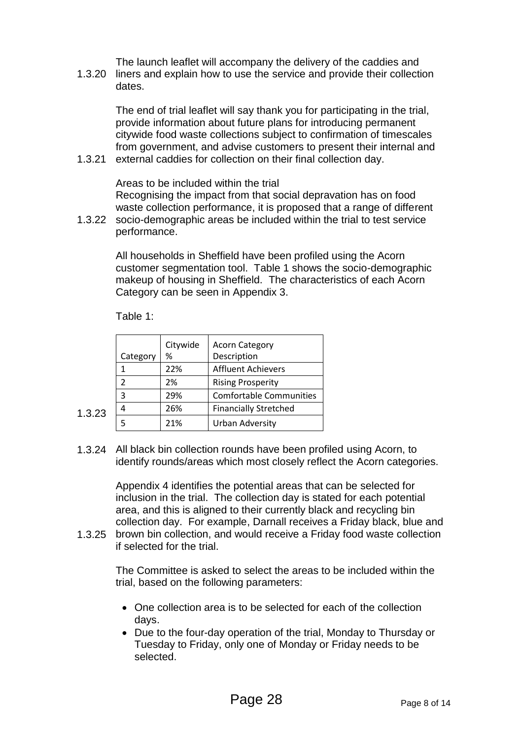1.3.20 The launch leaflet will accompany the delivery of the caddies and liners and explain how to use the service and provide their collection dates.

1.3.21 The end of trial leaflet will say thank you for participating in the trial, provide information about future plans for introducing permanent citywide food waste collections subject to confirmation of timescales from government, and advise customers to present their internal and external caddies for collection on their final collection day.

1.3.22 Areas to be included within the trial
Recognising the impact from that social depravation has on food waste collection performance, it is proposed that a range of different socio-demographic areas be included within the trial to test service performance.

1.3.23 All households in Sheffield have been profiled using the Acorn customer segmentation tool. Table 1 shows the socio-demographic makeup of housing in Sheffield. The characteristics of each Acorn Category can be seen in Appendix 3.

Table 1:

| Category | Citywide % | Acorn Category Description |
|---|---|---|
| 1 | 22% | Affluent Achievers |
| 2 | 2% | Rising Prosperity |
| 3 | 29% | Comfortable Communities |
| 4 | 26% | Financially Stretched |
| 5 | 21% | Urban Adversity |

1.3.24 All black bin collection rounds have been profiled using Acorn, to identify rounds/areas which most closely reflect the Acorn categories.

1.3.25 Appendix 4 identifies the potential areas that can be selected for inclusion in the trial. The collection day is stated for each potential area, and this is aligned to their currently black and recycling bin collection day. For example, Darnall receives a Friday black, blue and brown bin collection, and would receive a Friday food waste collection if selected for the trial.

The Committee is asked to select the areas to be included within the trial, based on the following parameters:

- One collection area is to be selected for each of the collection days.
- Due to the four-day operation of the trial, Monday to Thursday or Tuesday to Friday, only one of Monday or Friday needs to be selected.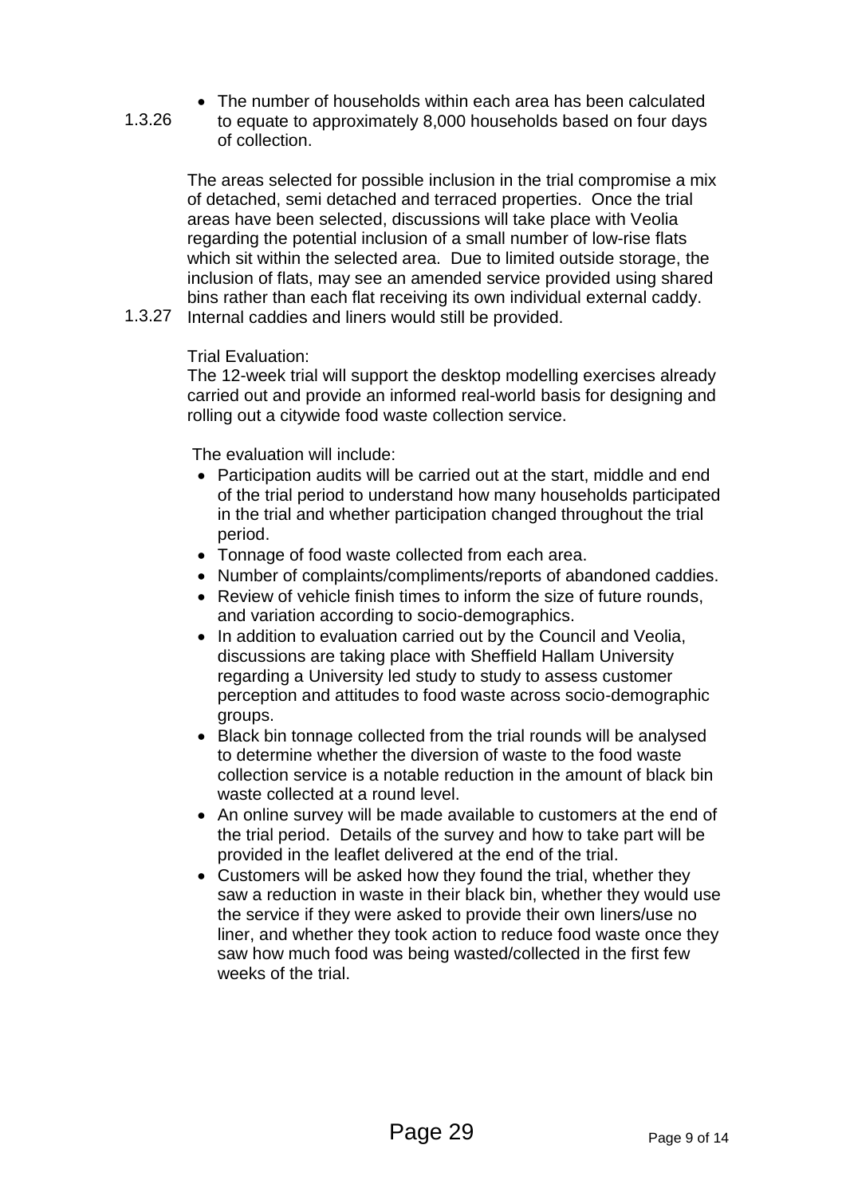1.3.26

- The number of households within each area has been calculated to equate to approximately 8,000 households based on four days of collection.

1.3.27

The areas selected for possible inclusion in the trial compromise a mix of detached, semi detached and terraced properties. Once the trial areas have been selected, discussions will take place with Veolia regarding the potential inclusion of a small number of low-rise flats which sit within the selected area. Due to limited outside storage, the inclusion of flats, may see an amended service provided using shared bins rather than each flat receiving its own individual external caddy. Internal caddies and liners would still be provided.

Trial Evaluation:
The 12-week trial will support the desktop modelling exercises already carried out and provide an informed real-world basis for designing and rolling out a citywide food waste collection service.

The evaluation will include:

- Participation audits will be carried out at the start, middle and end of the trial period to understand how many households participated in the trial and whether participation changed throughout the trial period.
- Tonnage of food waste collected from each area.
- Number of complaints/compliments/reports of abandoned caddies.
- Review of vehicle finish times to inform the size of future rounds, and variation according to socio-demographics.
- In addition to evaluation carried out by the Council and Veolia, discussions are taking place with Sheffield Hallam University regarding a University led study to study to assess customer perception and attitudes to food waste across socio-demographic groups.
- Black bin tonnage collected from the trial rounds will be analysed to determine whether the diversion of waste to the food waste collection service is a notable reduction in the amount of black bin waste collected at a round level.
- An online survey will be made available to customers at the end of the trial period. Details of the survey and how to take part will be provided in the leaflet delivered at the end of the trial.
- Customers will be asked how they found the trial, whether they saw a reduction in waste in their black bin, whether they would use the service if they were asked to provide their own liners/use no liner, and whether they took action to reduce food waste once they saw how much food was being wasted/collected in the first few weeks of the trial.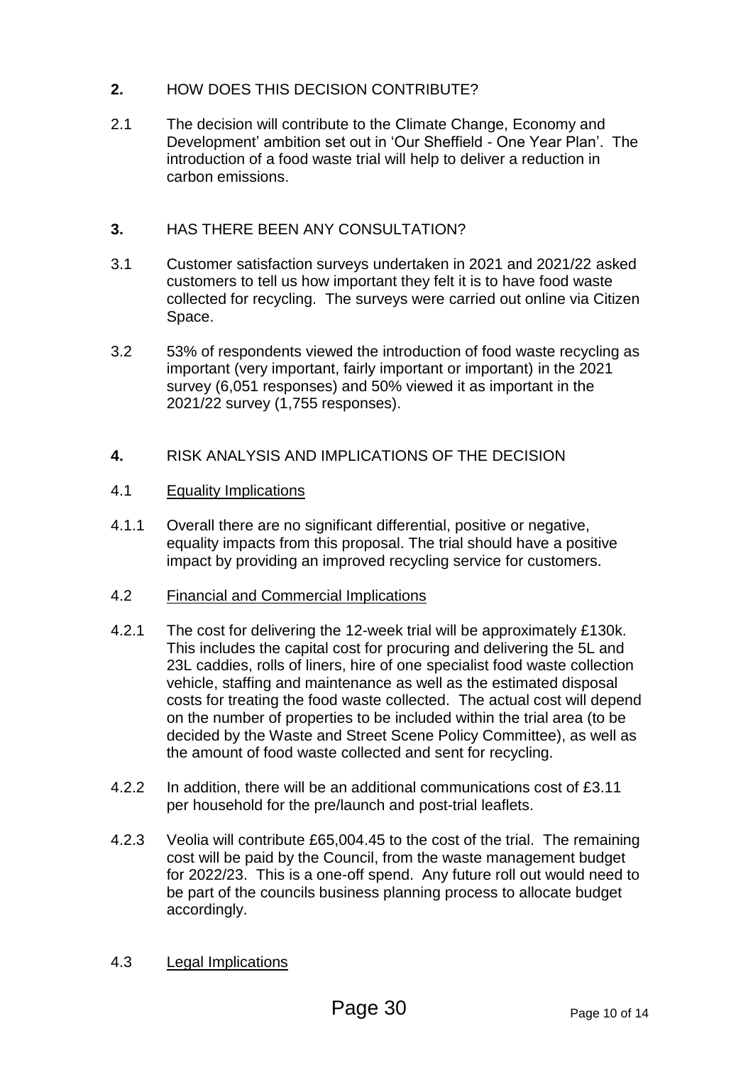## 2. HOW DOES THIS DECISION CONTRIBUTE?

2.1 The decision will contribute to the Climate Change, Economy and Development' ambition set out in 'Our Sheffield - One Year Plan'. The introduction of a food waste trial will help to deliver a reduction in carbon emissions.

## 3. HAS THERE BEEN ANY CONSULTATION?

3.1 Customer satisfaction surveys undertaken in 2021 and 2021/22 asked customers to tell us how important they felt it is to have food waste collected for recycling. The surveys were carried out online via Citizen Space.

3.2 53% of respondents viewed the introduction of food waste recycling as important (very important, fairly important or important) in the 2021 survey (6,051 responses) and 50% viewed it as important in the 2021/22 survey (1,755 responses).

## 4. RISK ANALYSIS AND IMPLICATIONS OF THE DECISION

### 4.1 Equality Implications

4.1.1 Overall there are no significant differential, positive or negative, equality impacts from this proposal. The trial should have a positive impact by providing an improved recycling service for customers.

### 4.2 Financial and Commercial Implications

4.2.1 The cost for delivering the 12-week trial will be approximately £130k. This includes the capital cost for procuring and delivering the 5L and 23L caddies, rolls of liners, hire of one specialist food waste collection vehicle, staffing and maintenance as well as the estimated disposal costs for treating the food waste collected. The actual cost will depend on the number of properties to be included within the trial area (to be decided by the Waste and Street Scene Policy Committee), as well as the amount of food waste collected and sent for recycling.

4.2.2 In addition, there will be an additional communications cost of £3.11 per household for the pre/launch and post-trial leaflets.

4.2.3 Veolia will contribute £65,004.45 to the cost of the trial. The remaining cost will be paid by the Council, from the waste management budget for 2022/23. This is a one-off spend. Any future roll out would need to be part of the councils business planning process to allocate budget accordingly.

### 4.3 Legal Implications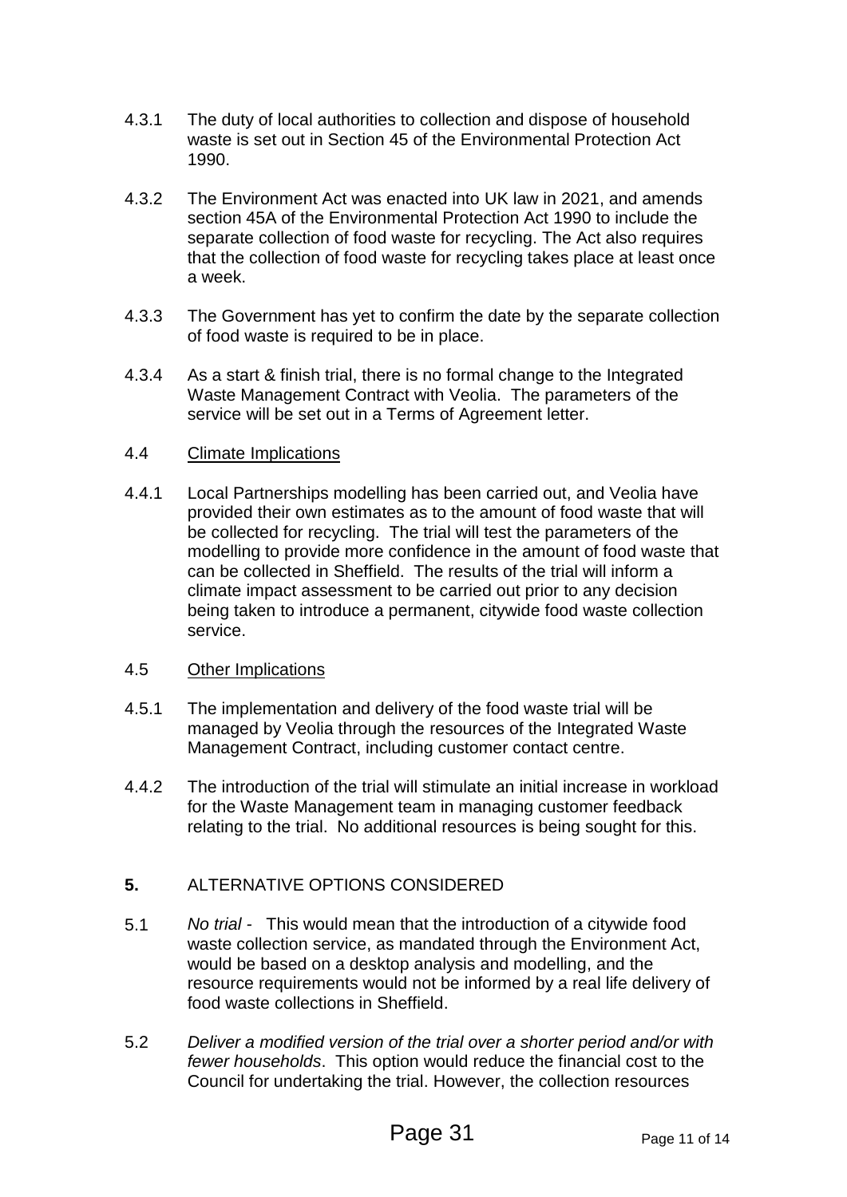4.3.1 The duty of local authorities to collection and dispose of household waste is set out in Section 45 of the Environmental Protection Act 1990.

4.3.2 The Environment Act was enacted into UK law in 2021, and amends section 45A of the Environmental Protection Act 1990 to include the separate collection of food waste for recycling. The Act also requires that the collection of food waste for recycling takes place at least once a week.

4.3.3 The Government has yet to confirm the date by the separate collection of food waste is required to be in place.

4.3.4 As a start & finish trial, there is no formal change to the Integrated Waste Management Contract with Veolia. The parameters of the service will be set out in a Terms of Agreement letter.

4.4 <u>Climate Implications</u>

4.4.1 Local Partnerships modelling has been carried out, and Veolia have provided their own estimates as to the amount of food waste that will be collected for recycling. The trial will test the parameters of the modelling to provide more confidence in the amount of food waste that can be collected in Sheffield. The results of the trial will inform a climate impact assessment to be carried out prior to any decision being taken to introduce a permanent, citywide food waste collection service.

4.5 <u>Other Implications</u>

4.5.1 The implementation and delivery of the food waste trial will be managed by Veolia through the resources of the Integrated Waste Management Contract, including customer contact centre.

4.4.2 The introduction of the trial will stimulate an initial increase in workload for the Waste Management team in managing customer feedback relating to the trial. No additional resources is being sought for this.

## **5.** ALTERNATIVE OPTIONS CONSIDERED

5.1 *No trial* - This would mean that the introduction of a citywide food waste collection service, as mandated through the Environment Act, would be based on a desktop analysis and modelling, and the resource requirements would not be informed by a real life delivery of food waste collections in Sheffield.

5.2 *Deliver a modified version of the trial over a shorter period and/or with fewer households*. This option would reduce the financial cost to the Council for undertaking the trial. However, the collection resources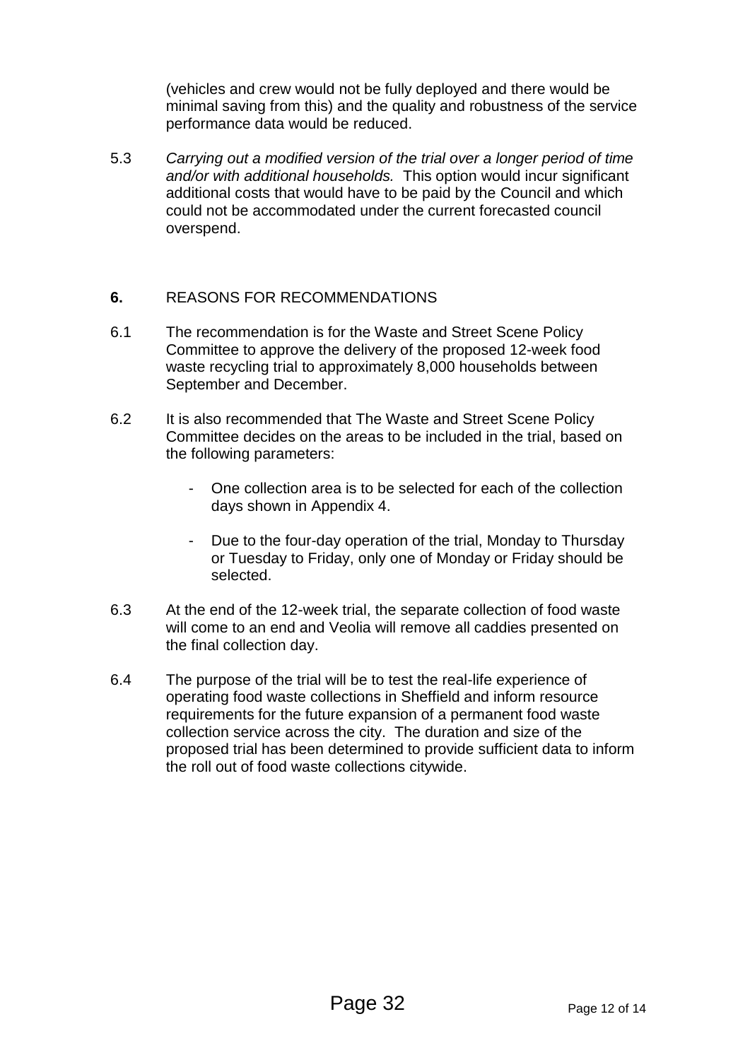(vehicles and crew would not be fully deployed and there would be minimal saving from this) and the quality and robustness of the service performance data would be reduced.

5.3 *Carrying out a modified version of the trial over a longer period of time and/or with additional households.* This option would incur significant additional costs that would have to be paid by the Council and which could not be accommodated under the current forecasted council overspend.

## **6.** REASONS FOR RECOMMENDATIONS

6.1 The recommendation is for the Waste and Street Scene Policy Committee to approve the delivery of the proposed 12-week food waste recycling trial to approximately 8,000 households between September and December.

6.2 It is also recommended that The Waste and Street Scene Policy Committee decides on the areas to be included in the trial, based on the following parameters:

- One collection area is to be selected for each of the collection days shown in Appendix 4.
- Due to the four-day operation of the trial, Monday to Thursday or Tuesday to Friday, only one of Monday or Friday should be selected.

6.3 At the end of the 12-week trial, the separate collection of food waste will come to an end and Veolia will remove all caddies presented on the final collection day.

6.4 The purpose of the trial will be to test the real-life experience of operating food waste collections in Sheffield and inform resource requirements for the future expansion of a permanent food waste collection service across the city. The duration and size of the proposed trial has been determined to provide sufficient data to inform the roll out of food waste collections citywide.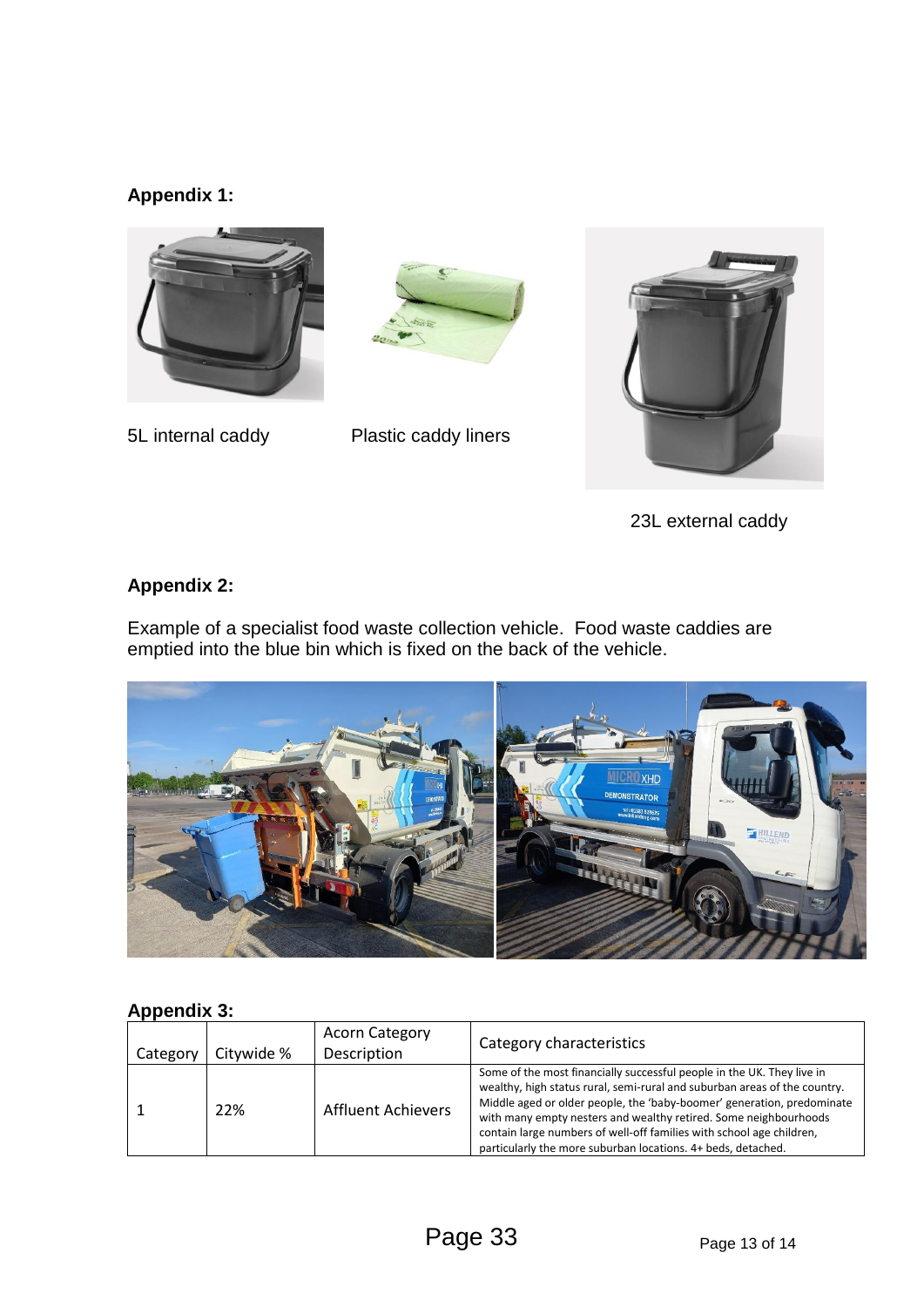**Appendix 1:**

5L internal caddy

Plastic caddy liners

23L external caddy

**Appendix 2:**

Example of a specialist food waste collection vehicle. Food waste caddies are emptied into the blue bin which is fixed on the back of the vehicle.

**Appendix 3:**

| Category | Citywide % | Acorn Category Description | Category characteristics |
|---|---|---|---|
| 1 | 22% | Affluent Achievers | Some of the most financially successful people in the UK. They live in wealthy, high status rural, semi-rural and suburban areas of the country. Middle aged or older people, the 'baby-boomer' generation, predominate with many empty nesters and wealthy retired. Some neighbourhoods contain large numbers of well-off families with school age children, particularly the more suburban locations. 4+ beds, detached. |

Page 33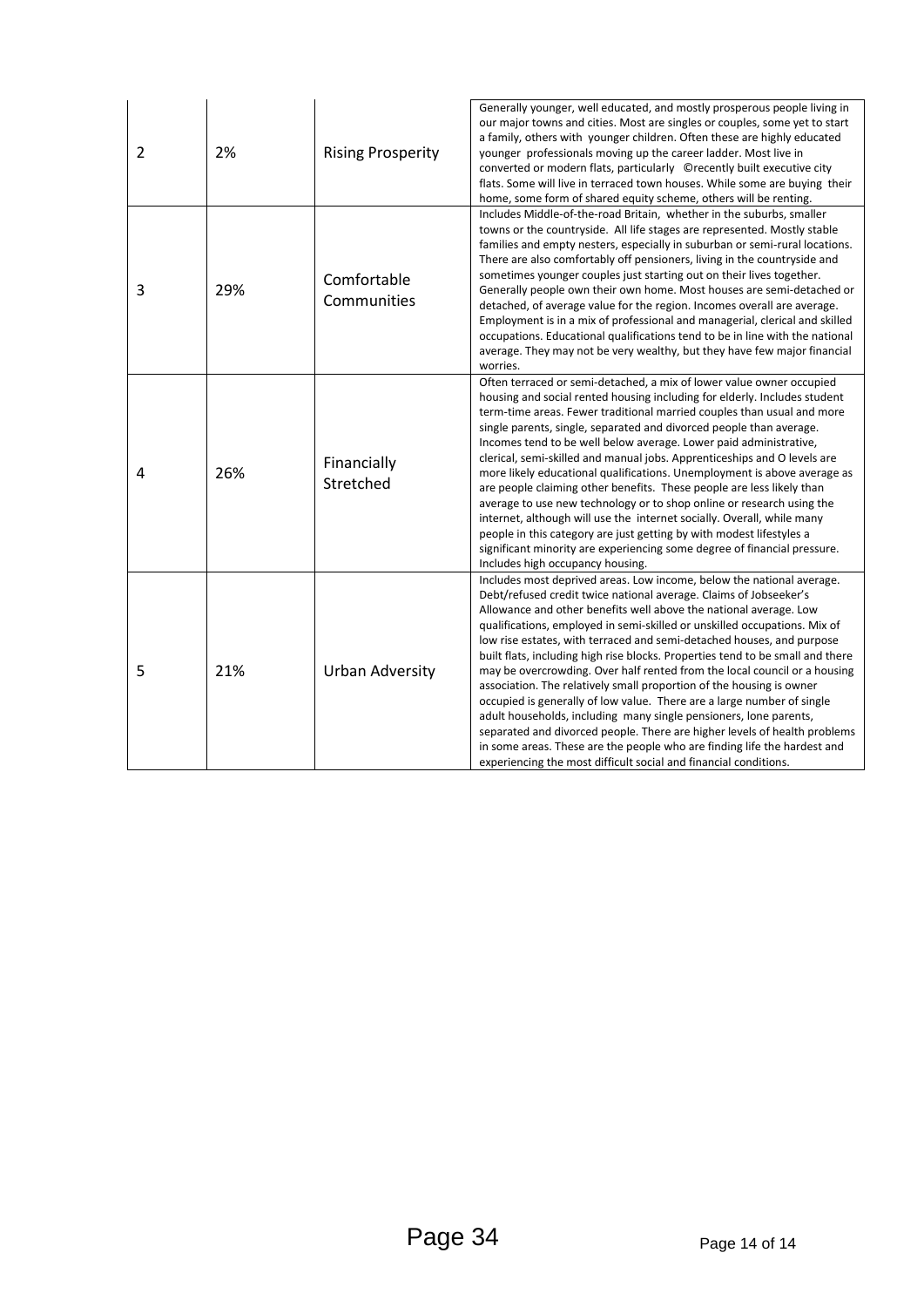| | | | |
|---|---|---|---|
| 2 | 2% | Rising Prosperity | Generally younger, well educated, and mostly prosperous people living in our major towns and cities. Most are singles or couples, some yet to start a family, others with younger children. Often these are highly educated younger professionals moving up the career ladder. Most live in converted or modern flats, particularly ©recently built executive city flats. Some will live in terraced town houses. While some are buying their home, some form of shared equity scheme, others will be renting. |
| 3 | 29% | Comfortable Communities | Includes Middle-of-the-road Britain, whether in the suburbs, smaller towns or the countryside. All life stages are represented. Mostly stable families and empty nesters, especially in suburban or semi-rural locations. There are also comfortably off pensioners, living in the countryside and sometimes younger couples just starting out on their lives together. Generally people own their own home. Most houses are semi-detached or detached, of average value for the region. Incomes overall are average. Employment is in a mix of professional and managerial, clerical and skilled occupations. Educational qualifications tend to be in line with the national average. They may not be very wealthy, but they have few major financial worries. |
| 4 | 26% | Financially Stretched | Often terraced or semi-detached, a mix of lower value owner occupied housing and social rented housing including for elderly. Includes student term-time areas. Fewer traditional married couples than usual and more single parents, single, separated and divorced people than average. Incomes tend to be well below average. Lower paid administrative, clerical, semi-skilled and manual jobs. Apprenticeships and O levels are more likely educational qualifications. Unemployment is above average as are people claiming other benefits. These people are less likely than average to use new technology or to shop online or research using the internet, although will use the internet socially. Overall, while many people in this category are just getting by with modest lifestyles a significant minority are experiencing some degree of financial pressure. Includes high occupancy housing. |
| 5 | 21% | Urban Adversity | Includes most deprived areas. Low income, below the national average. Debt/refused credit twice national average. Claims of Jobseeker's Allowance and other benefits well above the national average. Low qualifications, employed in semi-skilled or unskilled occupations. Mix of low rise estates, with terraced and semi-detached houses, and purpose built flats, including high rise blocks. Properties tend to be small and there may be overcrowding. Over half rented from the local council or a housing association. The relatively small proportion of the housing is owner occupied is generally of low value. There are a large number of single adult households, including many single pensioners, lone parents, separated and divorced people. There are higher levels of health problems in some areas. These are the people who are finding life the hardest and experiencing the most difficult social and financial conditions. |